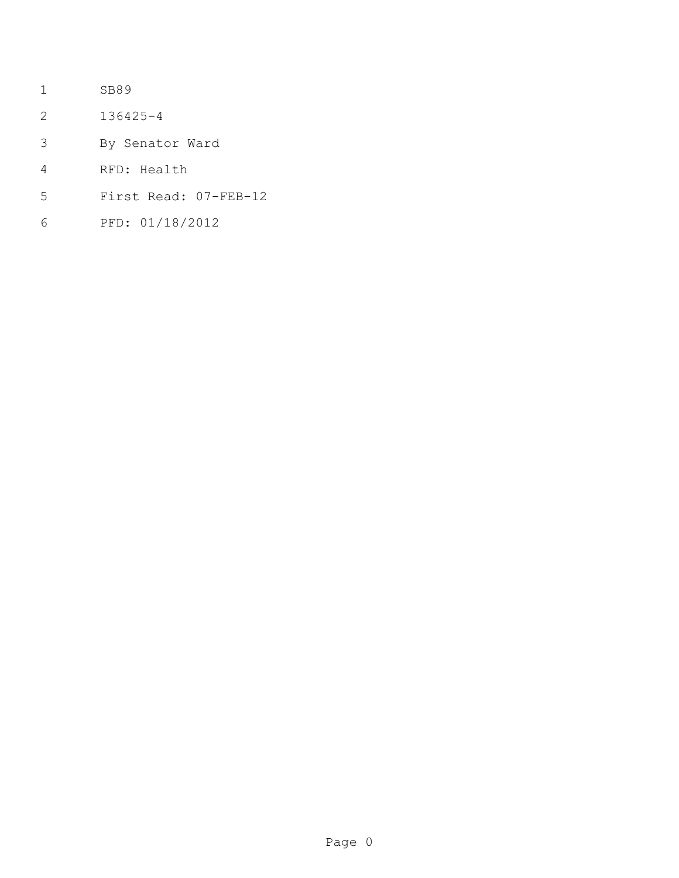SB89

136425-4

By Senator Ward

RFD: Health

First Read: 07-FEB-12

PFD: 01/18/2012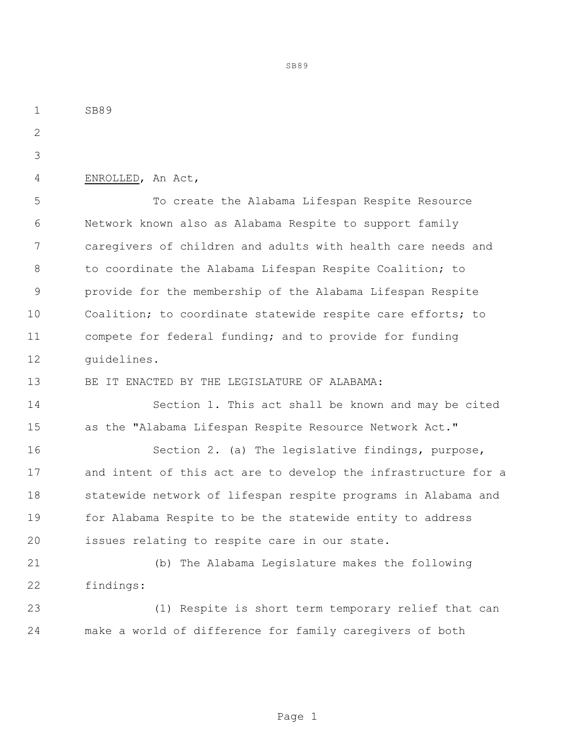SB89

ENROLLED, An Act,

To create the Alabama Lifespan Respite Resource Network known also as Alabama Respite to support family caregivers of children and adults with health care needs and to coordinate the Alabama Lifespan Respite Coalition; to provide for the membership of the Alabama Lifespan Respite Coalition; to coordinate statewide respite care efforts; to compete for federal funding; and to provide for funding guidelines.

BE IT ENACTED BY THE LEGISLATURE OF ALABAMA:

Section 1. This act shall be known and may be cited as the "Alabama Lifespan Respite Resource Network Act."

Section 2. (a) The legislative findings, purpose, and intent of this act are to develop the infrastructure for a statewide network of lifespan respite programs in Alabama and for Alabama Respite to be the statewide entity to address issues relating to respite care in our state.

(b) The Alabama Legislature makes the following findings:

(1) Respite is short term temporary relief that can make a world of difference for family caregivers of both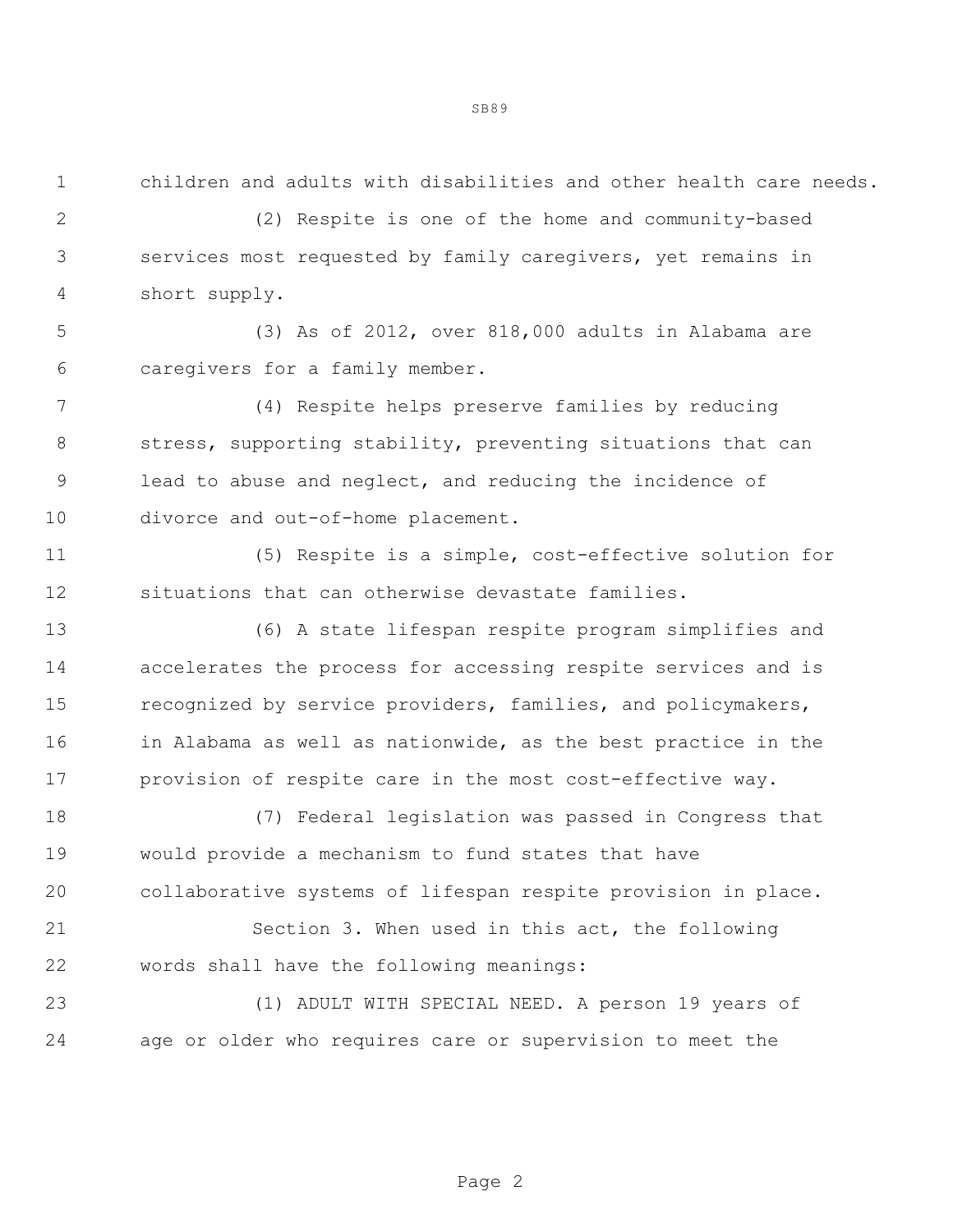children and adults with disabilities and other health care needs.

(2) Respite is one of the home and community-based services most requested by family caregivers, yet remains in short supply.

(3) As of 2012, over 818,000 adults in Alabama are caregivers for a family member.

(4) Respite helps preserve families by reducing stress, supporting stability, preventing situations that can lead to abuse and neglect, and reducing the incidence of divorce and out-of-home placement.

(5) Respite is a simple, cost-effective solution for situations that can otherwise devastate families.

(6) A state lifespan respite program simplifies and accelerates the process for accessing respite services and is recognized by service providers, families, and policymakers, in Alabama as well as nationwide, as the best practice in the provision of respite care in the most cost-effective way.

(7) Federal legislation was passed in Congress that would provide a mechanism to fund states that have collaborative systems of lifespan respite provision in place.

Section 3. When used in this act, the following words shall have the following meanings:

(1) ADULT WITH SPECIAL NEED. A person 19 years of age or older who requires care or supervision to meet the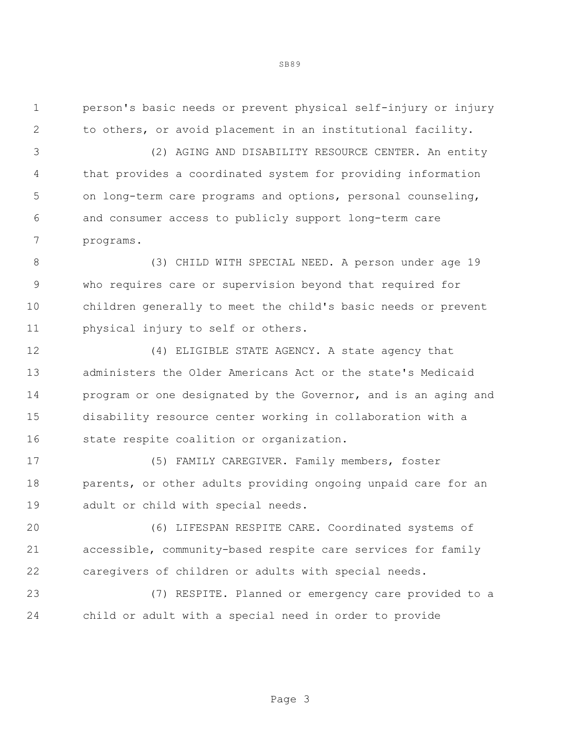person's basic needs or prevent physical self-injury or injury to others, or avoid placement in an institutional facility.

(2) AGING AND DISABILITY RESOURCE CENTER. An entity that provides a coordinated system for providing information on long-term care programs and options, personal counseling, and consumer access to publicly support long-term care programs.

(3) CHILD WITH SPECIAL NEED. A person under age 19 who requires care or supervision beyond that required for children generally to meet the child's basic needs or prevent physical injury to self or others.

(4) ELIGIBLE STATE AGENCY. A state agency that administers the Older Americans Act or the state's Medicaid program or one designated by the Governor, and is an aging and disability resource center working in collaboration with a state respite coalition or organization.

(5) FAMILY CAREGIVER. Family members, foster parents, or other adults providing ongoing unpaid care for an adult or child with special needs.

(6) LIFESPAN RESPITE CARE. Coordinated systems of accessible, community-based respite care services for family caregivers of children or adults with special needs.

(7) RESPITE. Planned or emergency care provided to a child or adult with a special need in order to provide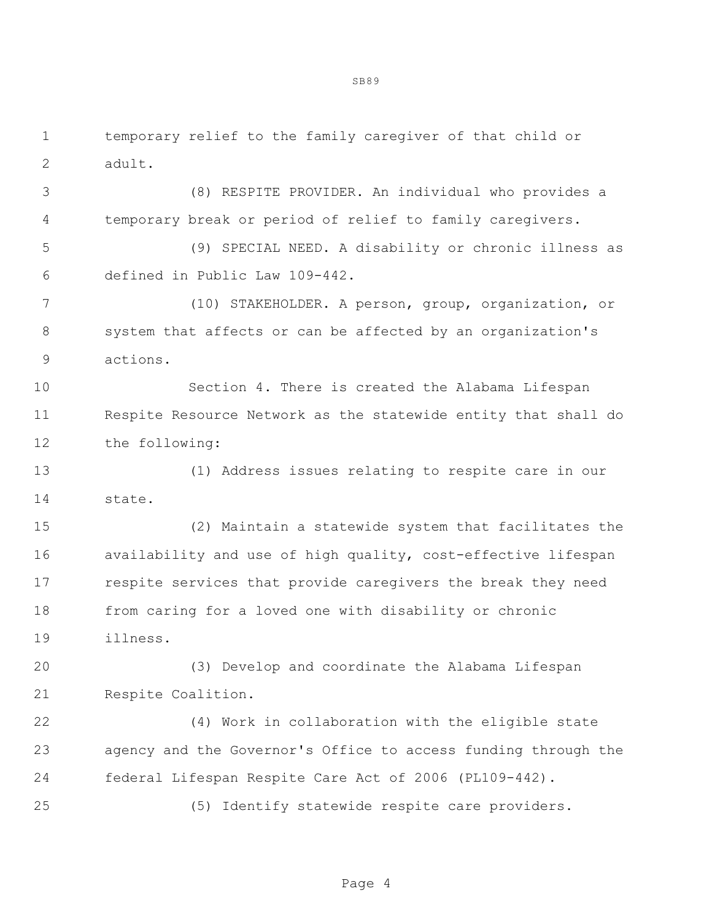temporary relief to the family caregiver of that child or adult.

(8) RESPITE PROVIDER. An individual who provides a temporary break or period of relief to family caregivers.

(9) SPECIAL NEED. A disability or chronic illness as defined in Public Law 109-442.

(10) STAKEHOLDER. A person, group, organization, or system that affects or can be affected by an organization's actions.

Section 4. There is created the Alabama Lifespan Respite Resource Network as the statewide entity that shall do the following:

(1) Address issues relating to respite care in our state.

(2) Maintain a statewide system that facilitates the availability and use of high quality, cost-effective lifespan respite services that provide caregivers the break they need from caring for a loved one with disability or chronic illness.

(3) Develop and coordinate the Alabama Lifespan Respite Coalition.

(4) Work in collaboration with the eligible state agency and the Governor's Office to access funding through the federal Lifespan Respite Care Act of 2006 (PL109-442).

(5) Identify statewide respite care providers.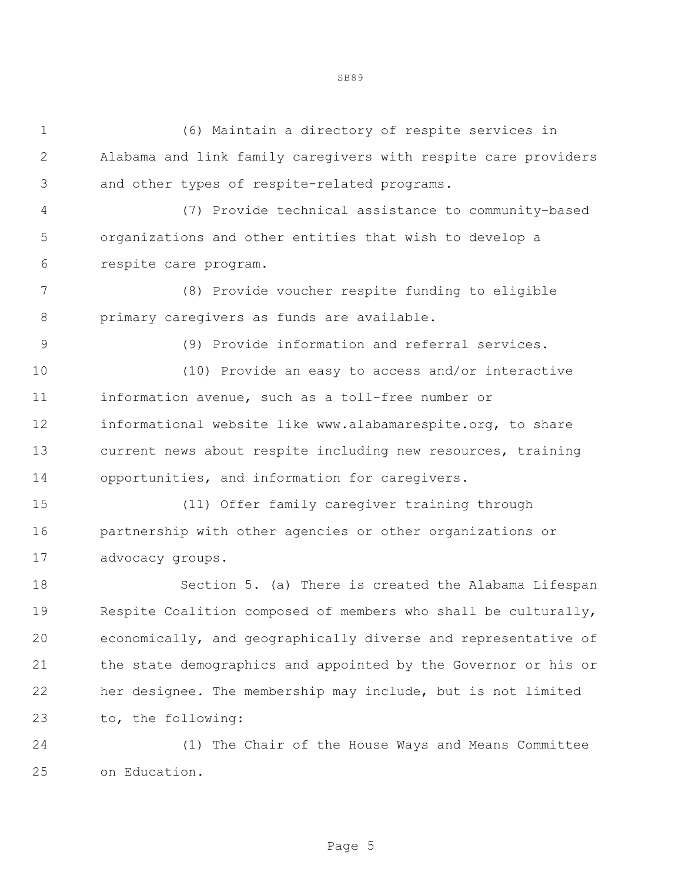(6) Maintain a directory of respite services in Alabama and link family caregivers with respite care providers and other types of respite-related programs.

(7) Provide technical assistance to community-based organizations and other entities that wish to develop a respite care program.

(8) Provide voucher respite funding to eligible primary caregivers as funds are available.

(9) Provide information and referral services.

(10) Provide an easy to access and/or interactive information avenue, such as a toll-free number or informational website like www.alabamarespite.org, to share current news about respite including new resources, training opportunities, and information for caregivers.

(11) Offer family caregiver training through partnership with other agencies or other organizations or advocacy groups.

Section 5. (a) There is created the Alabama Lifespan Respite Coalition composed of members who shall be culturally, economically, and geographically diverse and representative of the state demographics and appointed by the Governor or his or her designee. The membership may include, but is not limited to, the following:

(1) The Chair of the House Ways and Means Committee on Education.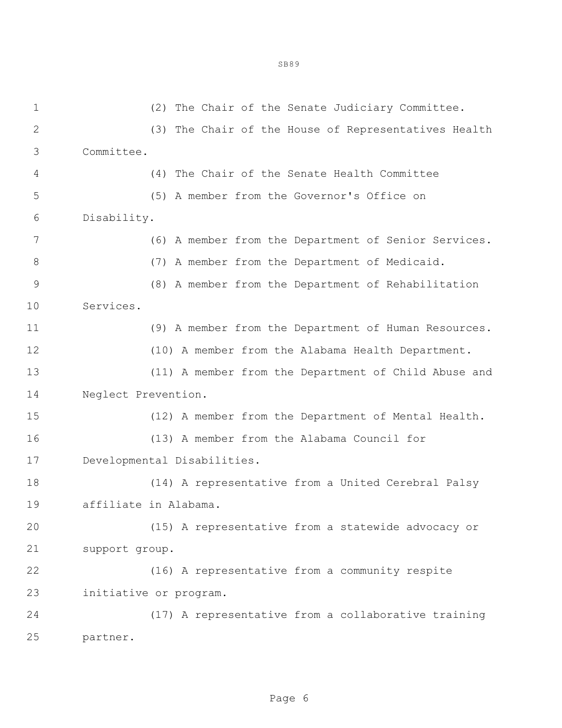(2) The Chair of the Senate Judiciary Committee.

(3) The Chair of the House of Representatives Health Committee.

(4) The Chair of the Senate Health Committee

(5) A member from the Governor's Office on Disability.

(6) A member from the Department of Senior Services.

(7) A member from the Department of Medicaid.

(8) A member from the Department of Rehabilitation Services.

(9) A member from the Department of Human Resources.

(10) A member from the Alabama Health Department.

(11) A member from the Department of Child Abuse and Neglect Prevention.

(12) A member from the Department of Mental Health.

(13) A member from the Alabama Council for Developmental Disabilities.

(14) A representative from a United Cerebral Palsy affiliate in Alabama.

(15) A representative from a statewide advocacy or support group.

(16) A representative from a community respite initiative or program.

(17) A representative from a collaborative training partner.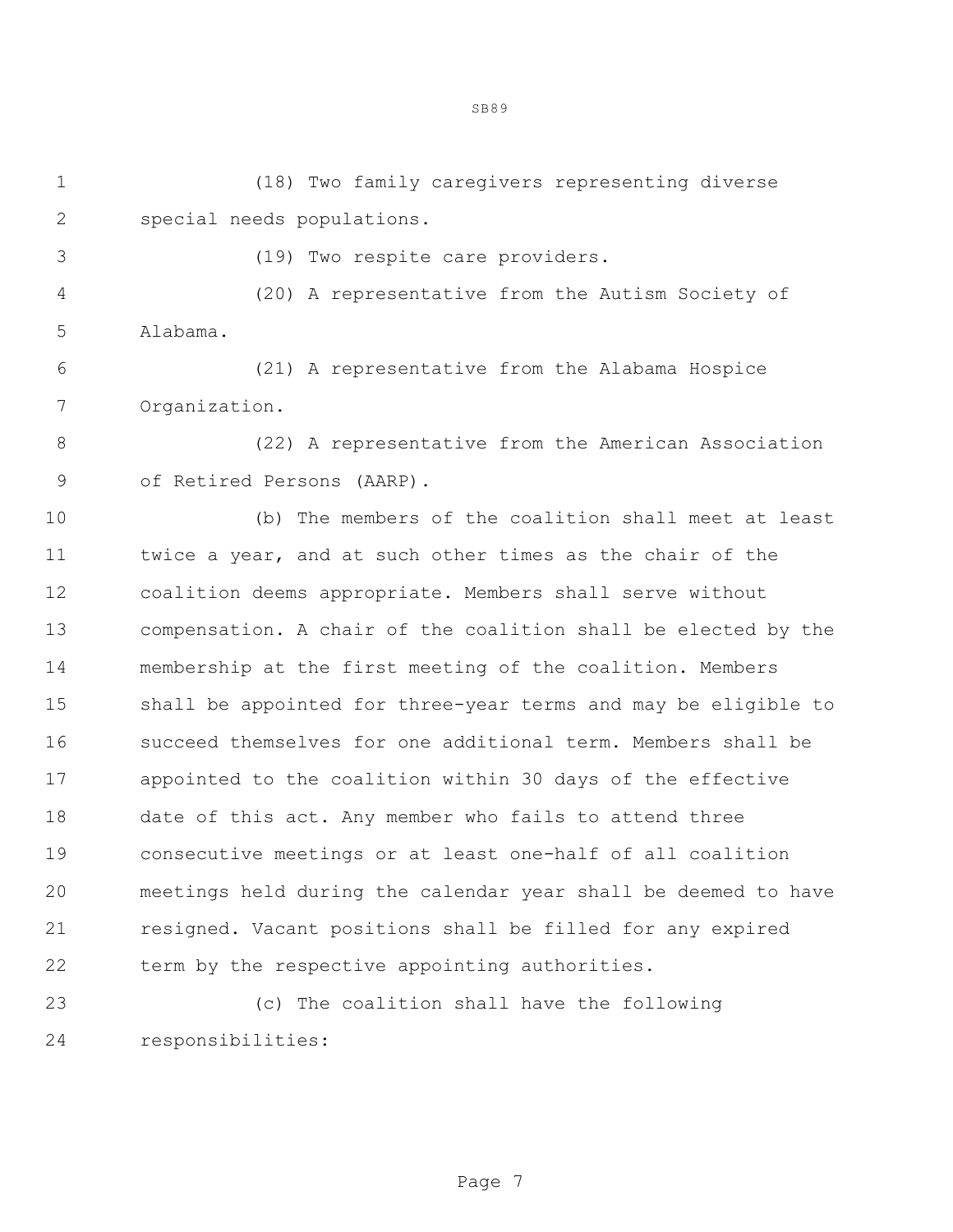(18) Two family caregivers representing diverse special needs populations.

(19) Two respite care providers.

(20) A representative from the Autism Society of Alabama.

(21) A representative from the Alabama Hospice Organization.

(22) A representative from the American Association of Retired Persons (AARP).

(b) The members of the coalition shall meet at least twice a year, and at such other times as the chair of the coalition deems appropriate. Members shall serve without compensation. A chair of the coalition shall be elected by the membership at the first meeting of the coalition. Members shall be appointed for three-year terms and may be eligible to succeed themselves for one additional term. Members shall be appointed to the coalition within 30 days of the effective date of this act. Any member who fails to attend three consecutive meetings or at least one-half of all coalition meetings held during the calendar year shall be deemed to have resigned. Vacant positions shall be filled for any expired term by the respective appointing authorities.

(c) The coalition shall have the following responsibilities: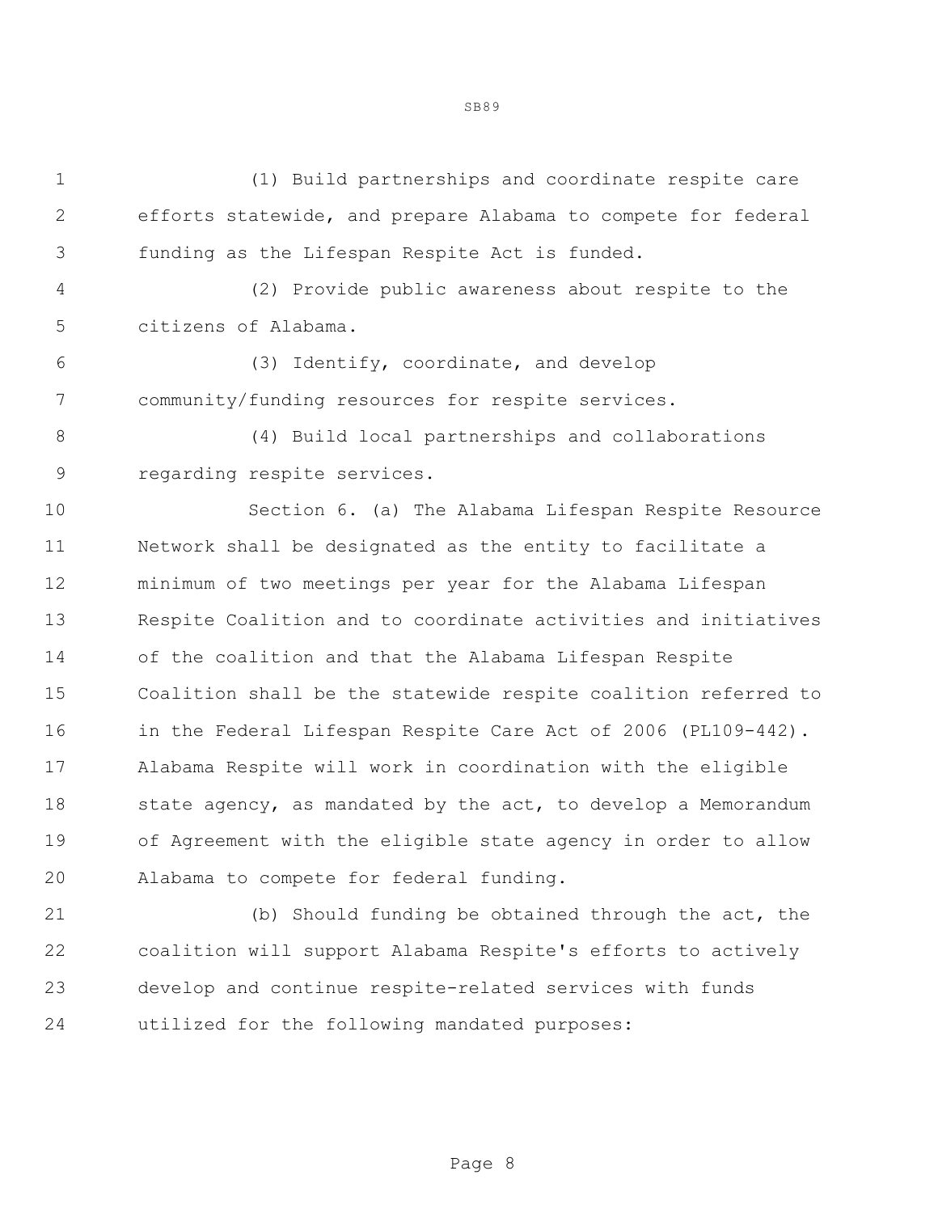(1) Build partnerships and coordinate respite care efforts statewide, and prepare Alabama to compete for federal funding as the Lifespan Respite Act is funded.

(2) Provide public awareness about respite to the citizens of Alabama.

(3) Identify, coordinate, and develop community/funding resources for respite services.

(4) Build local partnerships and collaborations regarding respite services.

Section 6. (a) The Alabama Lifespan Respite Resource Network shall be designated as the entity to facilitate a minimum of two meetings per year for the Alabama Lifespan Respite Coalition and to coordinate activities and initiatives of the coalition and that the Alabama Lifespan Respite Coalition shall be the statewide respite coalition referred to in the Federal Lifespan Respite Care Act of 2006 (PL109-442). Alabama Respite will work in coordination with the eligible state agency, as mandated by the act, to develop a Memorandum of Agreement with the eligible state agency in order to allow Alabama to compete for federal funding.

(b) Should funding be obtained through the act, the coalition will support Alabama Respite's efforts to actively develop and continue respite-related services with funds utilized for the following mandated purposes: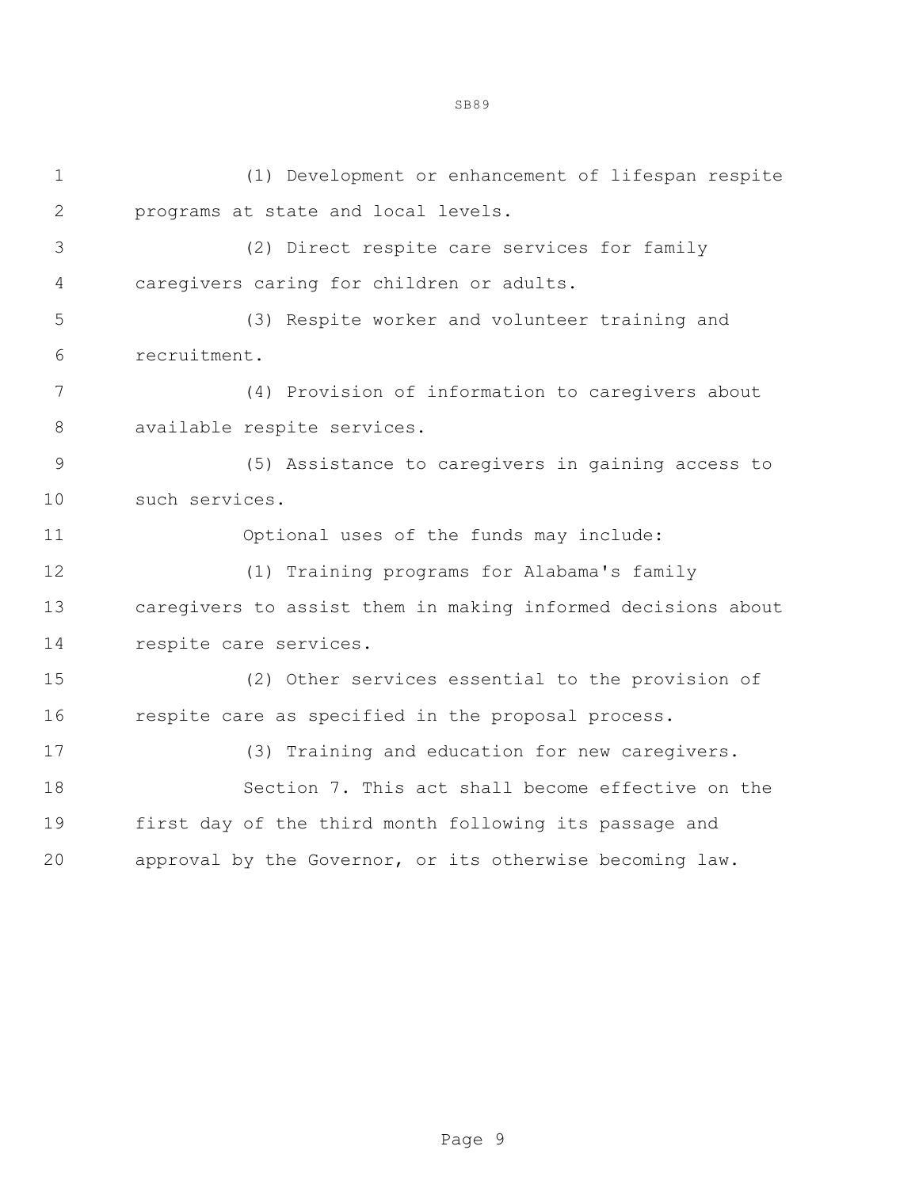(1) Development or enhancement of lifespan respite programs at state and local levels.

(2) Direct respite care services for family caregivers caring for children or adults.

(3) Respite worker and volunteer training and recruitment.

(4) Provision of information to caregivers about available respite services.

(5) Assistance to caregivers in gaining access to such services.

Optional uses of the funds may include:

(1) Training programs for Alabama's family caregivers to assist them in making informed decisions about respite care services.

(2) Other services essential to the provision of respite care as specified in the proposal process.

(3) Training and education for new caregivers.

Section 7. This act shall become effective on the first day of the third month following its passage and approval by the Governor, or its otherwise becoming law.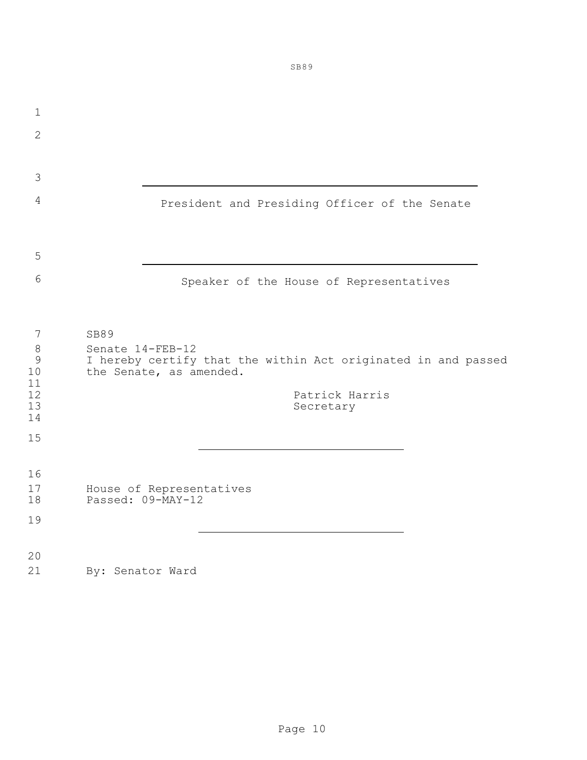\_\_\_\_\_\_\_\_\_\_\_\_\_\_\_\_\_\_\_\_\_\_\_\_\_\_\_\_\_\_\_\_\_\_\_\_\_\_\_\_\_\_\_\_

President and Presiding Officer of the Senate

\_\_\_\_\_\_\_\_\_\_\_\_\_\_\_\_\_\_\_\_\_\_\_\_\_\_\_\_\_\_\_\_\_\_\_\_\_\_\_\_\_\_\_\_

Speaker of the House of Representatives

SB89

Senate 14-FEB-12

I hereby certify that the within Act originated in and passed the Senate, as amended.

Patrick Harris
Secretary

\_\_\_\_\_\_\_\_\_\_\_\_\_\_\_\_\_\_\_\_\_\_\_\_\_\_\_\_\_\_

House of Representatives

Passed: 09-MAY-12

\_\_\_\_\_\_\_\_\_\_\_\_\_\_\_\_\_\_\_\_\_\_\_\_\_\_\_\_\_\_

By: Senator Ward